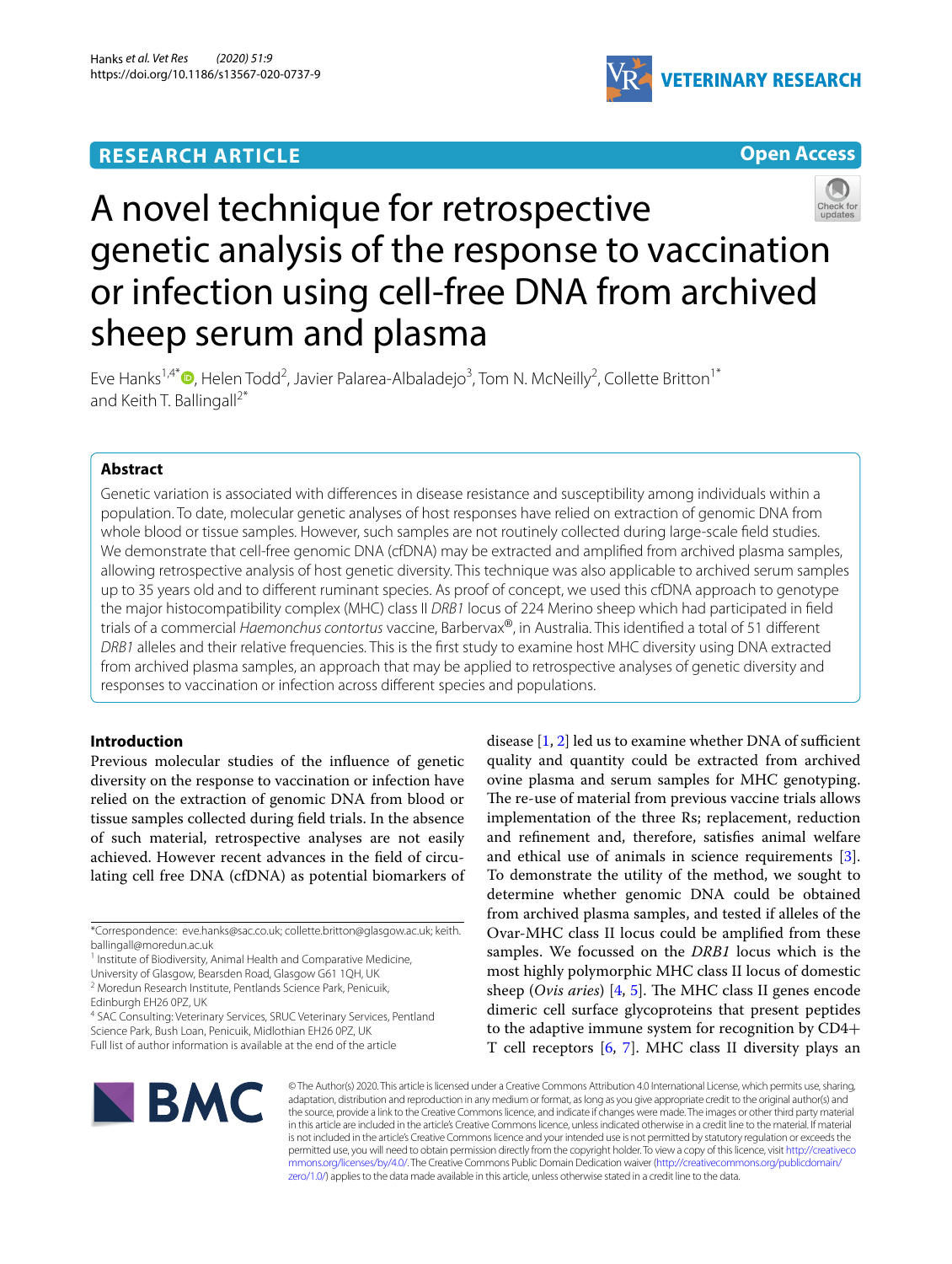RESEARCH ARTICLE

Open Access

# A novel technique for retrospective genetic analysis of the response to vaccination or infection using cell-free DNA from archived sheep serum and plasma

Eve Hanks[1,4*], Helen Todd[2], Javier Palarea-Albaladejo[3], Tom N. McNeilly[2], Collette Britton[1*] and Keith T. Ballingall[2*]

## Abstract

Genetic variation is associated with differences in disease resistance and susceptibility among individuals within a population. To date, molecular genetic analyses of host responses have relied on extraction of genomic DNA from whole blood or tissue samples. However, such samples are not routinely collected during large-scale field studies. We demonstrate that cell-free genomic DNA (cfDNA) may be extracted and amplified from archived plasma samples, allowing retrospective analysis of host genetic diversity. This technique was also applicable to archived serum samples up to 35 years old and to different ruminant species. As proof of concept, we used this cfDNA approach to genotype the major histocompatibility complex (MHC) class II *DRB1* locus of 224 Merino sheep which had participated in field trials of a commercial *Haemonchus contortus* vaccine, Barbervax®, in Australia. This identified a total of 51 different *DRB1* alleles and their relative frequencies. This is the first study to examine host MHC diversity using DNA extracted from archived plasma samples, an approach that may be applied to retrospective analyses of genetic diversity and responses to vaccination or infection across different species and populations.

## Introduction

Previous molecular studies of the influence of genetic diversity on the response to vaccination or infection have relied on the extraction of genomic DNA from blood or tissue samples collected during field trials. In the absence of such material, retrospective analyses are not easily achieved. However recent advances in the field of circulating cell free DNA (cfDNA) as potential biomarkers of disease [1, 2] led us to examine whether DNA of sufficient quality and quantity could be extracted from archived ovine plasma and serum samples for MHC genotyping. The re-use of material from previous vaccine trials allows implementation of the three Rs; replacement, reduction and refinement and, therefore, satisfies animal welfare and ethical use of animals in science requirements [3]. To demonstrate the utility of the method, we sought to determine whether genomic DNA could be obtained from archived plasma samples, and tested if alleles of the Ovar-MHC class II locus could be amplified from these samples. We focussed on the *DRB1* locus which is the most highly polymorphic MHC class II locus of domestic sheep (*Ovis aries*) [4, 5]. The MHC class II genes encode dimeric cell surface glycoproteins that present peptides to the adaptive immune system for recognition by CD4+ T cell receptors [6, 7]. MHC class II diversity plays an

*Correspondence: eve.hanks@sac.co.uk; collette.britton@glasgow.ac.uk; keith.ballingall@moredun.ac.uk
[1] Institute of Biodiversity, Animal Health and Comparative Medicine, University of Glasgow, Bearsden Road, Glasgow G61 1QH, UK
[2] Moredun Research Institute, Pentlands Science Park, Penicuik, Edinburgh EH26 0PZ, UK
[4] SAC Consulting: Veterinary Services, SRUC Veterinary Services, Pentland Science Park, Bush Loan, Penicuik, Midlothian EH26 0PZ, UK
Full list of author information is available at the end of the article

© The Author(s) 2020. This article is licensed under a Creative Commons Attribution 4.0 International License, which permits use, sharing, adaptation, distribution and reproduction in any medium or format, as long as you give appropriate credit to the original author(s) and the source, provide a link to the Creative Commons licence, and indicate if changes were made. The images or other third party material in this article are included in the article's Creative Commons licence, unless indicated otherwise in a credit line to the material. If material is not included in the article's Creative Commons licence and your intended use is not permitted by statutory regulation or exceeds the permitted use, you will need to obtain permission directly from the copyright holder. To view a copy of this licence, visit http://creativecommons.org/licenses/by/4.0/. The Creative Commons Public Domain Dedication waiver (http://creativecommons.org/publicdomain/zero/1.0/) applies to the data made available in this article, unless otherwise stated in a credit line to the data.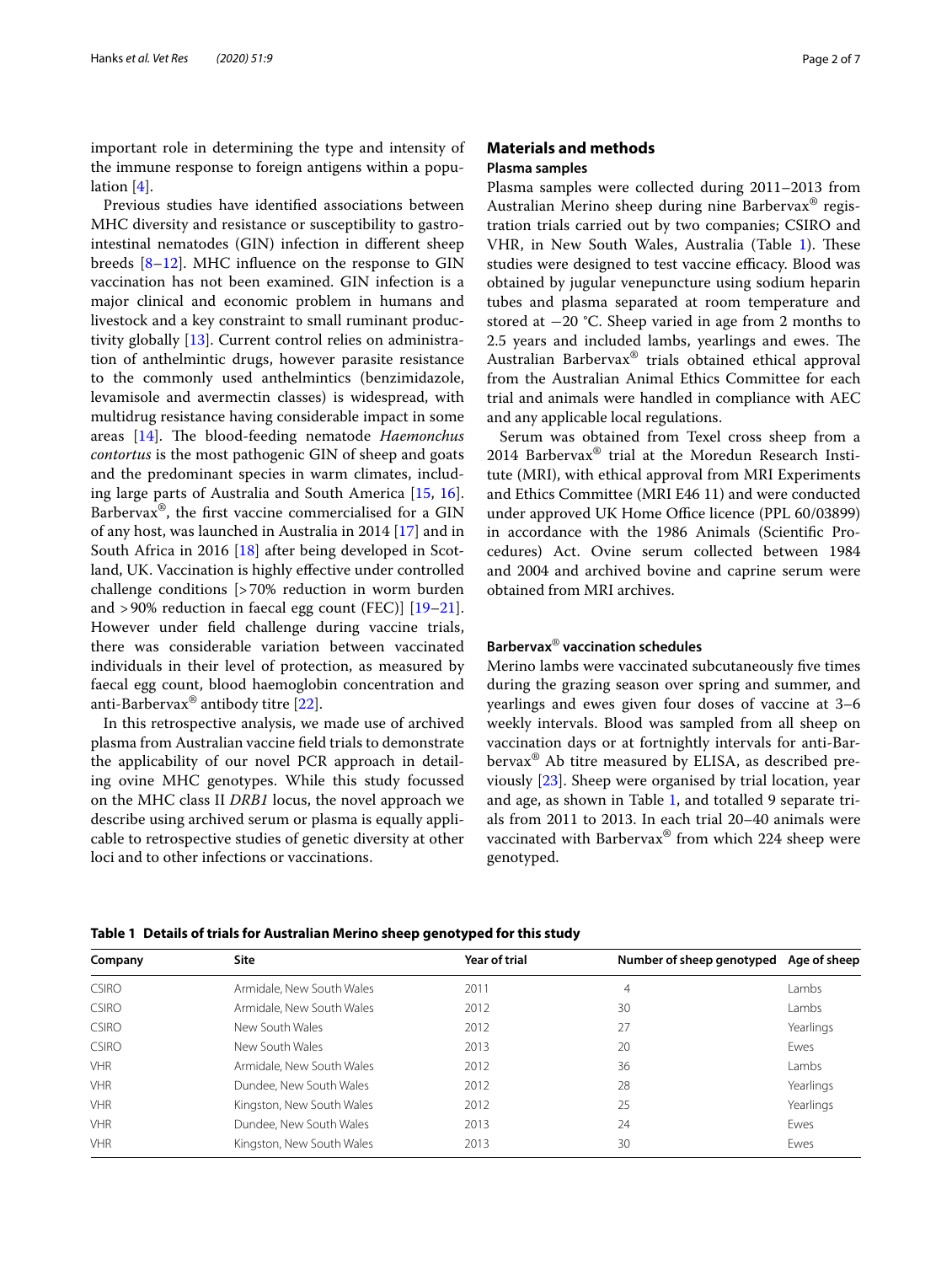important role in determining the type and intensity of the immune response to foreign antigens within a population [4].

Previous studies have identified associations between MHC diversity and resistance or susceptibility to gastrointestinal nematodes (GIN) infection in different sheep breeds [8–12]. MHC influence on the response to GIN vaccination has not been examined. GIN infection is a major clinical and economic problem in humans and livestock and a key constraint to small ruminant productivity globally [13]. Current control relies on administration of anthelmintic drugs, however parasite resistance to the commonly used anthelmintics (benzimidazole, levamisole and avermectin classes) is widespread, with multidrug resistance having considerable impact in some areas [14]. The blood-feeding nematode *Haemonchus contortus* is the most pathogenic GIN of sheep and goats and the predominant species in warm climates, including large parts of Australia and South America [15, 16]. Barbervax®, the first vaccine commercialised for a GIN of any host, was launched in Australia in 2014 [17] and in South Africa in 2016 [18] after being developed in Scotland, UK. Vaccination is highly effective under controlled challenge conditions [>70% reduction in worm burden and >90% reduction in faecal egg count (FEC)] [19–21]. However under field challenge during vaccine trials, there was considerable variation between vaccinated individuals in their level of protection, as measured by faecal egg count, blood haemoglobin concentration and anti-Barbervax® antibody titre [22].

In this retrospective analysis, we made use of archived plasma from Australian vaccine field trials to demonstrate the applicability of our novel PCR approach in detailing ovine MHC genotypes. While this study focussed on the MHC class II *DRB1* locus, the novel approach we describe using archived serum or plasma is equally applicable to retrospective studies of genetic diversity at other loci and to other infections or vaccinations.

## Materials and methods

### Plasma samples

Plasma samples were collected during 2011–2013 from Australian Merino sheep during nine Barbervax® registration trials carried out by two companies; CSIRO and VHR, in New South Wales, Australia (Table 1). These studies were designed to test vaccine efficacy. Blood was obtained by jugular venepuncture using sodium heparin tubes and plasma separated at room temperature and stored at −20 °C. Sheep varied in age from 2 months to 2.5 years and included lambs, yearlings and ewes. The Australian Barbervax® trials obtained ethical approval from the Australian Animal Ethics Committee for each trial and animals were handled in compliance with AEC and any applicable local regulations.

Serum was obtained from Texel cross sheep from a 2014 Barbervax® trial at the Moredun Research Institute (MRI), with ethical approval from MRI Experiments and Ethics Committee (MRI E46 11) and were conducted under approved UK Home Office licence (PPL 60/03899) in accordance with the 1986 Animals (Scientific Procedures) Act. Ovine serum collected between 1984 and 2004 and archived bovine and caprine serum were obtained from MRI archives.

### Barbervax® vaccination schedules

Merino lambs were vaccinated subcutaneously five times during the grazing season over spring and summer, and yearlings and ewes given four doses of vaccine at 3–6 weekly intervals. Blood was sampled from all sheep on vaccination days or at fortnightly intervals for anti-Barbervax® Ab titre measured by ELISA, as described previously [23]. Sheep were organised by trial location, year and age, as shown in Table 1, and totalled 9 separate trials from 2011 to 2013. In each trial 20–40 animals were vaccinated with Barbervax® from which 224 sheep were genotyped.

**Table 1 Details of trials for Australian Merino sheep genotyped for this study**

| Company | Site | Year of trial | Number of sheep genotyped | Age of sheep |
|---|---|---|---|---|
| CSIRO | Armidale, New South Wales | 2011 | 4 | Lambs |
| CSIRO | Armidale, New South Wales | 2012 | 30 | Lambs |
| CSIRO | New South Wales | 2012 | 27 | Yearlings |
| CSIRO | New South Wales | 2013 | 20 | Ewes |
| VHR | Armidale, New South Wales | 2012 | 36 | Lambs |
| VHR | Dundee, New South Wales | 2012 | 28 | Yearlings |
| VHR | Kingston, New South Wales | 2012 | 25 | Yearlings |
| VHR | Dundee, New South Wales | 2013 | 24 | Ewes |
| VHR | Kingston, New South Wales | 2013 | 30 | Ewes |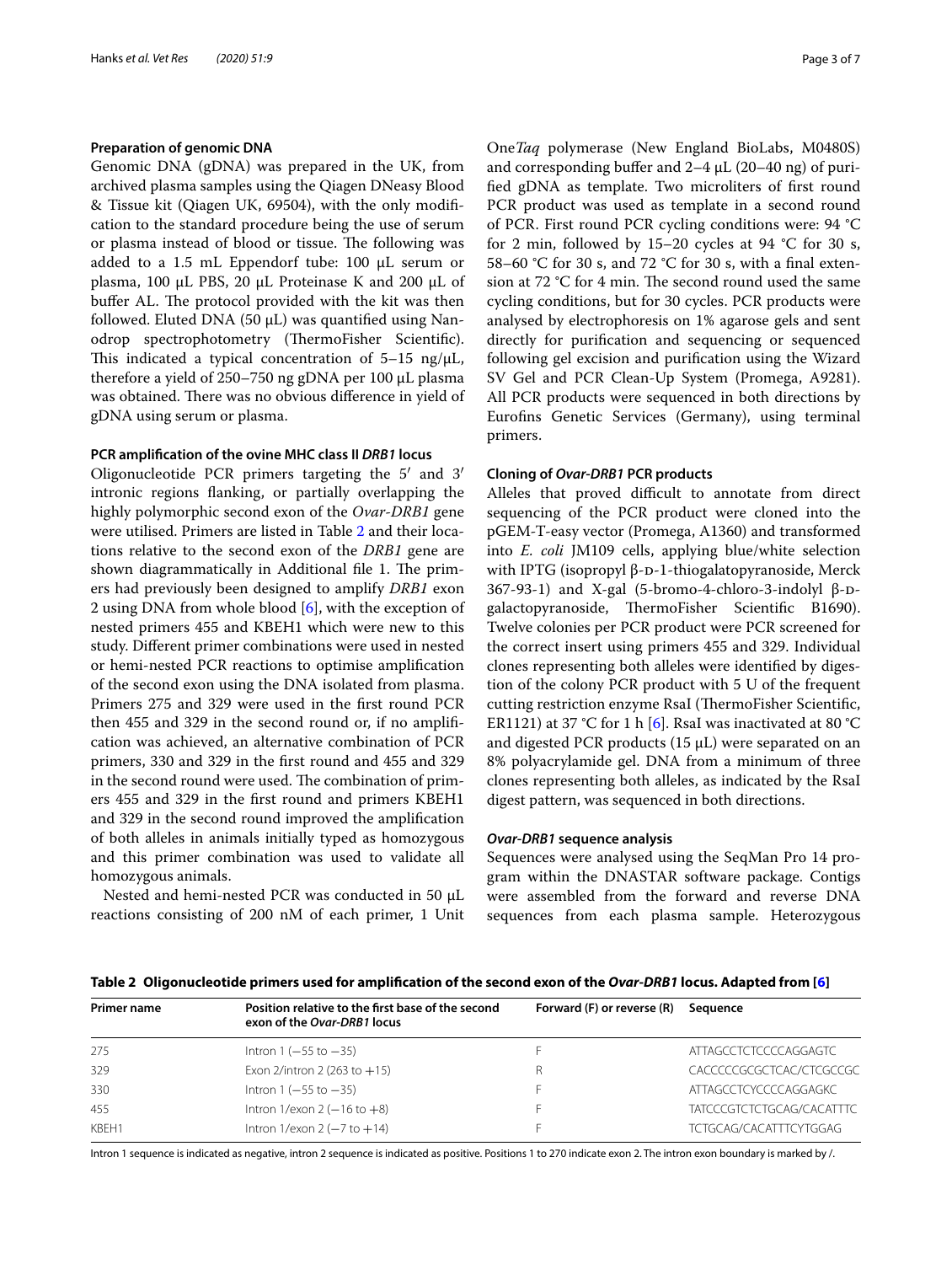#### Preparation of genomic DNA

Genomic DNA (gDNA) was prepared in the UK, from archived plasma samples using the Qiagen DNeasy Blood & Tissue kit (Qiagen UK, 69504), with the only modification to the standard procedure being the use of serum or plasma instead of blood or tissue. The following was added to a 1.5 mL Eppendorf tube: 100 µL serum or plasma, 100 µL PBS, 20 µL Proteinase K and 200 µL of buffer AL. The protocol provided with the kit was then followed. Eluted DNA (50 µL) was quantified using Nanodrop spectrophotometry (ThermoFisher Scientific). This indicated a typical concentration of 5–15 ng/µL, therefore a yield of 250–750 ng gDNA per 100 µL plasma was obtained. There was no obvious difference in yield of gDNA using serum or plasma.

#### PCR amplification of the ovine MHC class II *DRB1* locus

Oligonucleotide PCR primers targeting the 5′ and 3′ intronic regions flanking, or partially overlapping the highly polymorphic second exon of the *Ovar-DRB1* gene were utilised. Primers are listed in Table 2 and their locations relative to the second exon of the *DRB1* gene are shown diagrammatically in Additional file 1. The primers had previously been designed to amplify *DRB1* exon 2 using DNA from whole blood [6], with the exception of nested primers 455 and KBEH1 which were new to this study. Different primer combinations were used in nested or hemi-nested PCR reactions to optimise amplification of the second exon using the DNA isolated from plasma. Primers 275 and 329 were used in the first round PCR then 455 and 329 in the second round or, if no amplification was achieved, an alternative combination of PCR primers, 330 and 329 in the first round and 455 and 329 in the second round were used. The combination of primers 455 and 329 in the first round and primers KBEH1 and 329 in the second round improved the amplification of both alleles in animals initially typed as homozygous and this primer combination was used to validate all homozygous animals.

Nested and hemi-nested PCR was conducted in 50 µL reactions consisting of 200 nM of each primer, 1 Unit One*Taq* polymerase (New England BioLabs, M0480S) and corresponding buffer and 2–4 µL (20–40 ng) of purified gDNA as template. Two microliters of first round PCR product was used as template in a second round of PCR. First round PCR cycling conditions were: 94 °C for 2 min, followed by 15–20 cycles at 94 °C for 30 s, 58–60 °C for 30 s, and 72 °C for 30 s, with a final extension at 72 °C for 4 min. The second round used the same cycling conditions, but for 30 cycles. PCR products were analysed by electrophoresis on 1% agarose gels and sent directly for purification and sequencing or sequenced following gel excision and purification using the Wizard SV Gel and PCR Clean-Up System (Promega, A9281). All PCR products were sequenced in both directions by Eurofins Genetic Services (Germany), using terminal primers.

#### Cloning of *Ovar-DRB1* PCR products

Alleles that proved difficult to annotate from direct sequencing of the PCR product were cloned into the pGEM-T-easy vector (Promega, A1360) and transformed into *E. coli* JM109 cells, applying blue/white selection with IPTG (isopropyl β-D-1-thiogalatopyranoside, Merck 367-93-1) and X-gal (5-bromo-4-chloro-3-indolyl β-D-galactopyranoside, ThermoFisher Scientific B1690). Twelve colonies per PCR product were PCR screened for the correct insert using primers 455 and 329. Individual clones representing both alleles were identified by digestion of the colony PCR product with 5 U of the frequent cutting restriction enzyme RsaI (ThermoFisher Scientific, ER1121) at 37 °C for 1 h [6]. RsaI was inactivated at 80 °C and digested PCR products (15 µL) were separated on an 8% polyacrylamide gel. DNA from a minimum of three clones representing both alleles, as indicated by the RsaI digest pattern, was sequenced in both directions.

#### *Ovar-DRB1* sequence analysis

Sequences were analysed using the SeqMan Pro 14 program within the DNASTAR software package. Contigs were assembled from the forward and reverse DNA sequences from each plasma sample. Heterozygous

**Table 2 Oligonucleotide primers used for amplification of the second exon of the *Ovar-DRB1* locus. Adapted from [6]**

| Primer name | Position relative to the first base of the second exon of the *Ovar-DRB1* locus | Forward (F) or reverse (R) | Sequence |
|---|---|---|---|
| 275 | Intron 1 (−55 to −35) | F | ATTAGCCTCTCCCCAGGAGTC |
| 329 | Exon 2/intron 2 (263 to +15) | R | CACCCCCGCGCTCAC/CTCGCCGC |
| 330 | Intron 1 (−55 to −35) | F | ATTAGCCTCYCCCCAGGAGKC |
| 455 | Intron 1/exon 2 (−16 to +8) | F | TATCCCGTCTCTGCAG/CACATTTC |
| KBEH1 | Intron 1/exon 2 (−7 to +14) | F | TCTGCAG/CACATTTCYTGGAG |

Intron 1 sequence is indicated as negative, intron 2 sequence is indicated as positive. Positions 1 to 270 indicate exon 2. The intron exon boundary is marked by /.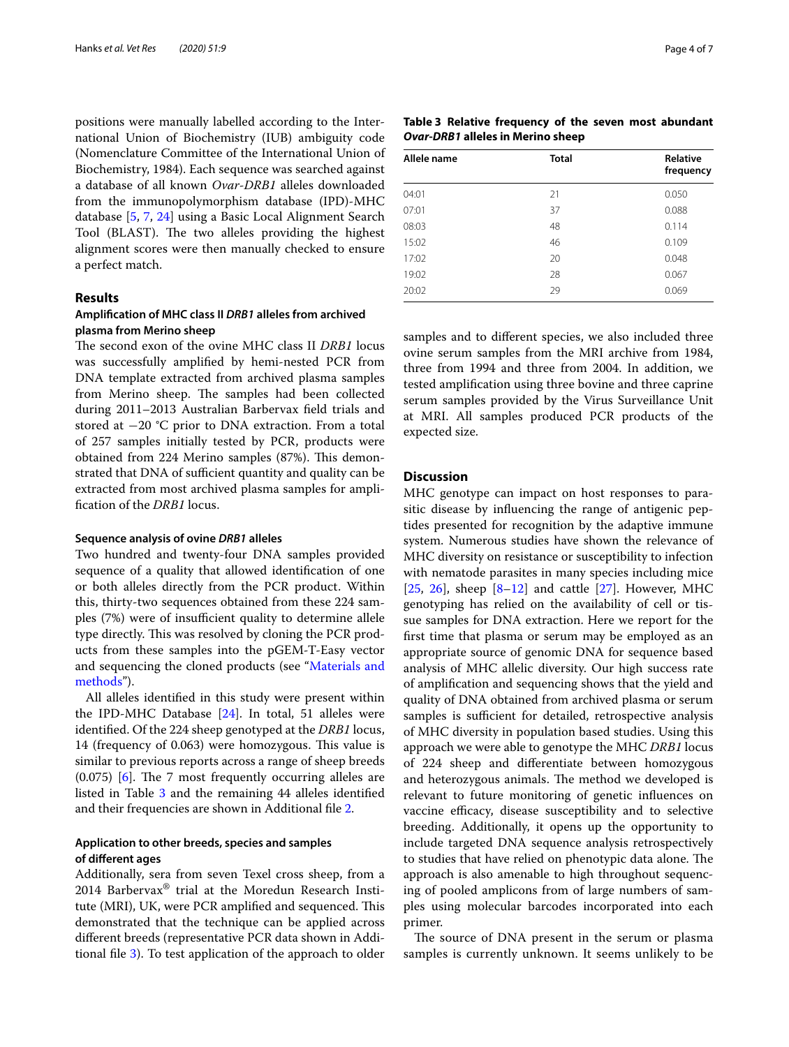positions were manually labelled according to the International Union of Biochemistry (IUB) ambiguity code (Nomenclature Committee of the International Union of Biochemistry, 1984). Each sequence was searched against a database of all known *Ovar-DRB1* alleles downloaded from the immunopolymorphism database (IPD)-MHC database [5, 7, 24] using a Basic Local Alignment Search Tool (BLAST). The two alleles providing the highest alignment scores were then manually checked to ensure a perfect match.

## Results

### Amplification of MHC class II *DRB1* alleles from archived plasma from Merino sheep

The second exon of the ovine MHC class II *DRB1* locus was successfully amplified by hemi-nested PCR from DNA template extracted from archived plasma samples from Merino sheep. The samples had been collected during 2011–2013 Australian Barbervax field trials and stored at −20 °C prior to DNA extraction. From a total of 257 samples initially tested by PCR, products were obtained from 224 Merino samples (87%). This demonstrated that DNA of sufficient quantity and quality can be extracted from most archived plasma samples for amplification of the *DRB1* locus.

#### Sequence analysis of ovine *DRB1* alleles

Two hundred and twenty-four DNA samples provided sequence of a quality that allowed identification of one or both alleles directly from the PCR product. Within this, thirty-two sequences obtained from these 224 samples (7%) were of insufficient quality to determine allele type directly. This was resolved by cloning the PCR products from these samples into the pGEM-T-Easy vector and sequencing the cloned products (see "Materials and methods").

All alleles identified in this study were present within the IPD-MHC Database [24]. In total, 51 alleles were identified. Of the 224 sheep genotyped at the *DRB1* locus, 14 (frequency of 0.063) were homozygous. This value is similar to previous reports across a range of sheep breeds (0.075) [6]. The 7 most frequently occurring alleles are listed in Table 3 and the remaining 44 alleles identified and their frequencies are shown in Additional file 2.

**Table 3 Relative frequency of the seven most abundant *Ovar-DRB1* alleles in Merino sheep**

| Allele name | Total | Relative frequency |
|---|---|---|
| 04:01 | 21 | 0.050 |
| 07:01 | 37 | 0.088 |
| 08:03 | 48 | 0.114 |
| 15:02 | 46 | 0.109 |
| 17:02 | 20 | 0.048 |
| 19:02 | 28 | 0.067 |
| 20:02 | 29 | 0.069 |

### Application to other breeds, species and samples of different ages

Additionally, sera from seven Texel cross sheep, from a 2014 Barbervax® trial at the Moredun Research Institute (MRI), UK, were PCR amplified and sequenced. This demonstrated that the technique can be applied across different breeds (representative PCR data shown in Additional file 3). To test application of the approach to older samples and to different species, we also included three ovine serum samples from the MRI archive from 1984, three from 1994 and three from 2004. In addition, we tested amplification using three bovine and three caprine serum samples provided by the Virus Surveillance Unit at MRI. All samples produced PCR products of the expected size.

## Discussion

MHC genotype can impact on host responses to parasitic disease by influencing the range of antigenic peptides presented for recognition by the adaptive immune system. Numerous studies have shown the relevance of MHC diversity on resistance or susceptibility to infection with nematode parasites in many species including mice [25, 26], sheep [8–12] and cattle [27]. However, MHC genotyping has relied on the availability of cell or tissue samples for DNA extraction. Here we report for the first time that plasma or serum may be employed as an appropriate source of genomic DNA for sequence based analysis of MHC allelic diversity. Our high success rate of amplification and sequencing shows that the yield and quality of DNA obtained from archived plasma or serum samples is sufficient for detailed, retrospective analysis of MHC diversity in population based studies. Using this approach we were able to genotype the MHC *DRB1* locus of 224 sheep and differentiate between homozygous and heterozygous animals. The method we developed is relevant to future monitoring of genetic influences on vaccine efficacy, disease susceptibility and to selective breeding. Additionally, it opens up the opportunity to include targeted DNA sequence analysis retrospectively to studies that have relied on phenotypic data alone. The approach is also amenable to high throughout sequencing of pooled amplicons from of large numbers of samples using molecular barcodes incorporated into each primer.

The source of DNA present in the serum or plasma samples is currently unknown. It seems unlikely to be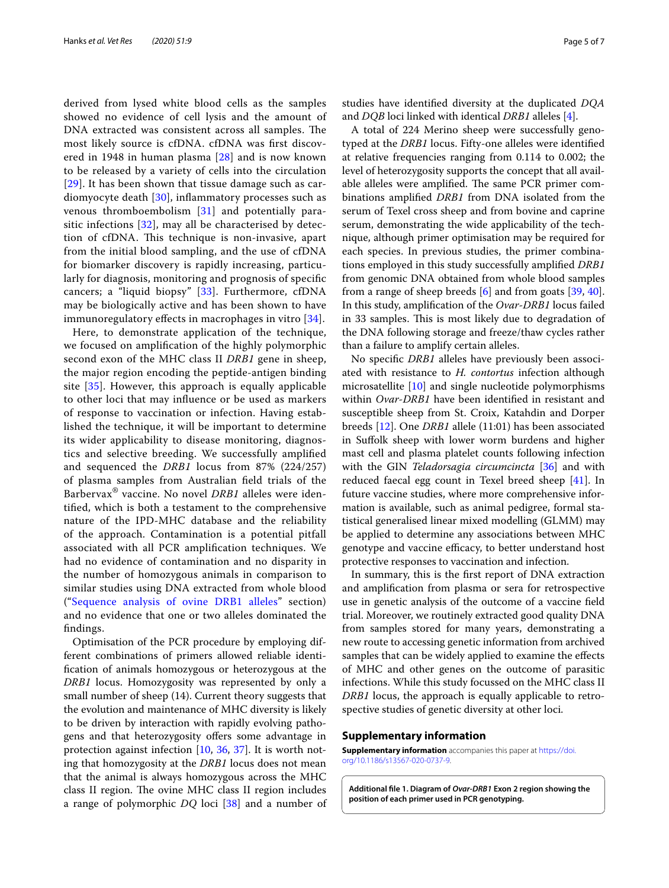derived from lysed white blood cells as the samples showed no evidence of cell lysis and the amount of DNA extracted was consistent across all samples. The most likely source is cfDNA. cfDNA was first discovered in 1948 in human plasma [28] and is now known to be released by a variety of cells into the circulation [29]. It has been shown that tissue damage such as cardiomyocyte death [30], inflammatory processes such as venous thromboembolism [31] and potentially parasitic infections [32], may all be characterised by detection of cfDNA. This technique is non-invasive, apart from the initial blood sampling, and the use of cfDNA for biomarker discovery is rapidly increasing, particularly for diagnosis, monitoring and prognosis of specific cancers; a "liquid biopsy" [33]. Furthermore, cfDNA may be biologically active and has been shown to have immunoregulatory effects in macrophages in vitro [34].

Here, to demonstrate application of the technique, we focused on amplification of the highly polymorphic second exon of the MHC class II *DRB1* gene in sheep, the major region encoding the peptide-antigen binding site [35]. However, this approach is equally applicable to other loci that may influence or be used as markers of response to vaccination or infection. Having established the technique, it will be important to determine its wider applicability to disease monitoring, diagnostics and selective breeding. We successfully amplified and sequenced the *DRB1* locus from 87% (224/257) of plasma samples from Australian field trials of the Barbervax® vaccine. No novel *DRB1* alleles were identified, which is both a testament to the comprehensive nature of the IPD-MHC database and the reliability of the approach. Contamination is a potential pitfall associated with all PCR amplification techniques. We had no evidence of contamination and no disparity in the number of homozygous animals in comparison to similar studies using DNA extracted from whole blood ("Sequence analysis of ovine DRB1 alleles" section) and no evidence that one or two alleles dominated the findings.

Optimisation of the PCR procedure by employing different combinations of primers allowed reliable identification of animals homozygous or heterozygous at the *DRB1* locus. Homozygosity was represented by only a small number of sheep (14). Current theory suggests that the evolution and maintenance of MHC diversity is likely to be driven by interaction with rapidly evolving pathogens and that heterozygosity offers some advantage in protection against infection [10, 36, 37]. It is worth noting that homozygosity at the *DRB1* locus does not mean that the animal is always homozygous across the MHC class II region. The ovine MHC class II region includes a range of polymorphic *DQ* loci [38] and a number of studies have identified diversity at the duplicated *DQA* and *DQB* loci linked with identical *DRB1* alleles [4].

A total of 224 Merino sheep were successfully genotyped at the *DRB1* locus. Fifty-one alleles were identified at relative frequencies ranging from 0.114 to 0.002; the level of heterozygosity supports the concept that all available alleles were amplified. The same PCR primer combinations amplified *DRB1* from DNA isolated from the serum of Texel cross sheep and from bovine and caprine serum, demonstrating the wide applicability of the technique, although primer optimisation may be required for each species. In previous studies, the primer combinations employed in this study successfully amplified *DRB1* from genomic DNA obtained from whole blood samples from a range of sheep breeds [6] and from goats [39, 40]. In this study, amplification of the *Ovar-DRB1* locus failed in 33 samples. This is most likely due to degradation of the DNA following storage and freeze/thaw cycles rather than a failure to amplify certain alleles.

No specific *DRB1* alleles have previously been associated with resistance to *H. contortus* infection although microsatellite [10] and single nucleotide polymorphisms within *Ovar-DRB1* have been identified in resistant and susceptible sheep from St. Croix, Katahdin and Dorper breeds [12]. One *DRB1* allele (11:01) has been associated in Suffolk sheep with lower worm burdens and higher mast cell and plasma platelet counts following infection with the GIN *Teladorsagia circumcincta* [36] and with reduced faecal egg count in Texel breed sheep [41]. In future vaccine studies, where more comprehensive information is available, such as animal pedigree, formal statistical generalised linear mixed modelling (GLMM) may be applied to determine any associations between MHC genotype and vaccine efficacy, to better understand host protective responses to vaccination and infection.

In summary, this is the first report of DNA extraction and amplification from plasma or sera for retrospective use in genetic analysis of the outcome of a vaccine field trial. Moreover, we routinely extracted good quality DNA from samples stored for many years, demonstrating a new route to accessing genetic information from archived samples that can be widely applied to examine the effects of MHC and other genes on the outcome of parasitic infections. While this study focussed on the MHC class II *DRB1* locus, the approach is equally applicable to retrospective studies of genetic diversity at other loci.

## Supplementary information

**Supplementary information** accompanies this paper at https://doi.org/10.1186/s13567-020-0737-9.

**Additional file 1. Diagram of *Ovar-DRB1* Exon 2 region showing the position of each primer used in PCR genotyping.**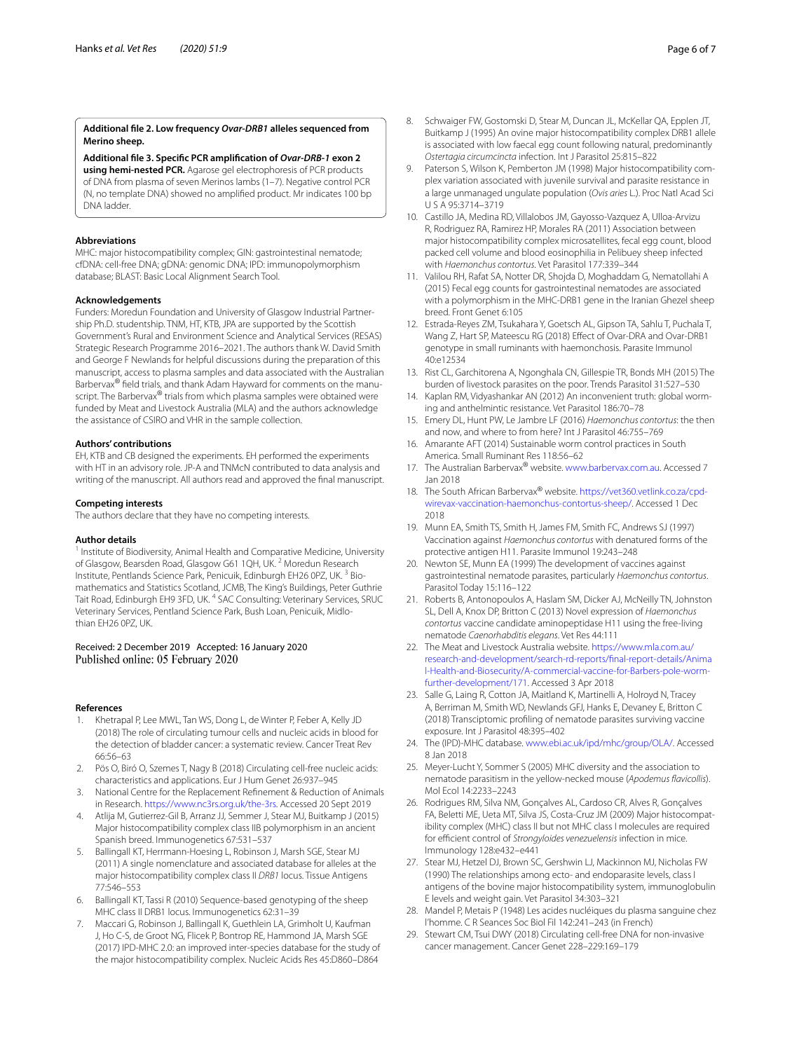**Additional file 2. Low frequency *Ovar-DRB1* alleles sequenced from Merino sheep.**

**Additional file 3. Specific PCR amplification of *Ovar-DRB-1* exon 2 using hemi-nested PCR.** Agarose gel electrophoresis of PCR products of DNA from plasma of seven Merinos lambs (1–7). Negative control PCR (N, no template DNA) showed no amplified product. Mr indicates 100 bp DNA ladder.

### Abbreviations

MHC: major histocompatibility complex; GIN: gastrointestinal nematode; cfDNA: cell-free DNA; gDNA: genomic DNA; IPD: immunopolymorphism database; BLAST: Basic Local Alignment Search Tool.

### Acknowledgements

Funders: Moredun Foundation and University of Glasgow Industrial Partnership Ph.D. studentship. TNM, HT, KTB, JPA are supported by the Scottish Government's Rural and Environment Science and Analytical Services (RESAS) Strategic Research Programme 2016–2021. The authors thank W. David Smith and George F Newlands for helpful discussions during the preparation of this manuscript, access to plasma samples and data associated with the Australian Barbervax® field trials, and thank Adam Hayward for comments on the manuscript. The Barbervax® trials from which plasma samples were obtained were funded by Meat and Livestock Australia (MLA) and the authors acknowledge the assistance of CSIRO and VHR in the sample collection.

### Authors' contributions

EH, KTB and CB designed the experiments. EH performed the experiments with HT in an advisory role. JP-A and TNMcN contributed to data analysis and writing of the manuscript. All authors read and approved the final manuscript.

### Competing interests

The authors declare that they have no competing interests.

### Author details

[1] Institute of Biodiversity, Animal Health and Comparative Medicine, University of Glasgow, Bearsden Road, Glasgow G61 1QH, UK. [2] Moredun Research Institute, Pentlands Science Park, Penicuik, Edinburgh EH26 0PZ, UK. [3] Biomathematics and Statistics Scotland, JCMB, The King's Buildings, Peter Guthrie Tait Road, Edinburgh EH9 3FD, UK. [4] SAC Consulting: Veterinary Services, SRUC Veterinary Services, Pentland Science Park, Bush Loan, Penicuik, Midlothian EH26 0PZ, UK.

Received: 2 December 2019 Accepted: 16 January 2020
Published online: 05 February 2020

### References

1. Khetrapal P, Lee MWL, Tan WS, Dong L, de Winter P, Feber A, Kelly JD (2018) The role of circulating tumour cells and nucleic acids in blood for the detection of bladder cancer: a systematic review. Cancer Treat Rev 66:56–63
2. Pös O, Biró O, Szemes T, Nagy B (2018) Circulating cell-free nucleic acids: characteristics and applications. Eur J Hum Genet 26:937–945
3. National Centre for the Replacement Refinement & Reduction of Animals in Research. https://www.nc3rs.org.uk/the-3rs. Accessed 20 Sept 2019
4. Atlija M, Gutierrez-Gil B, Arranz JJ, Semmer J, Stear MJ, Buitkamp J (2015) Major histocompatibility complex class IIB polymorphism in an ancient Spanish breed. Immunogenetics 67:531–537
5. Ballingall KT, Herrmann-Hoesing L, Robinson J, Marsh SGE, Stear MJ (2011) A single nomenclature and associated database for alleles at the major histocompatibility complex class II *DRB1* locus. Tissue Antigens 77:546–553
6. Ballingall KT, Tassi R (2010) Sequence-based genotyping of the sheep MHC class II DRB1 locus. Immunogenetics 62:31–39
7. Maccari G, Robinson J, Ballingall K, Guethlein LA, Grimholt U, Kaufman J, Ho C-S, de Groot NG, Flicek P, Bontrop RE, Hammond JA, Marsh SGE (2017) IPD-MHC 2.0: an improved inter-species database for the study of the major histocompatibility complex. Nucleic Acids Res 45:D860–D864
8. Schwaiger FW, Gostomski D, Stear M, Duncan JL, McKellar QA, Epplen JT, Buitkamp J (1995) An ovine major histocompatibility complex DRB1 allele is associated with low faecal egg count following natural, predominantly *Ostertagia circumcincta* infection. Int J Parasitol 25:815–822
9. Paterson S, Wilson K, Pemberton JM (1998) Major histocompatibility complex variation associated with juvenile survival and parasite resistance in a large unmanaged ungulate population (*Ovis aries* L.). Proc Natl Acad Sci U S A 95:3714–3719
10. Castillo JA, Medina RD, Villalobos JM, Gayosso-Vazquez A, Ulloa-Arvizu R, Rodriguez RA, Ramirez HP, Morales RA (2011) Association between major histocompatibility complex microsatellites, fecal egg count, blood packed cell volume and blood eosinophilia in Pelibuey sheep infected with *Haemonchus contortus*. Vet Parasitol 177:339–344
11. Valilou RH, Rafat SA, Notter DR, Shojda D, Moghaddam G, Nematollahi A (2015) Fecal egg counts for gastrointestinal nematodes are associated with a polymorphism in the MHC-DRB1 gene in the Iranian Ghezel sheep breed. Front Genet 6:105
12. Estrada-Reyes ZM, Tsukahara Y, Goetsch AL, Gipson TA, Sahlu T, Puchala T, Wang Z, Hart SP, Mateescu RG (2018) Effect of Ovar-DRA and Ovar-DRB1 genotype in small ruminants with haemonchosis. Parasite Immunol 40:e12534
13. Rist CL, Garchitorena A, Ngonghala CN, Gillespie TR, Bonds MH (2015) The burden of livestock parasites on the poor. Trends Parasitol 31:527–530
14. Kaplan RM, Vidyashankar AN (2012) An inconvenient truth: global worming and anthelmintic resistance. Vet Parasitol 186:70–78
15. Emery DL, Hunt PW, Le Jambre LF (2016) *Haemonchus contortus*: the then and now, and where to from here? Int J Parasitol 46:755–769
16. Amarante AFT (2014) Sustainable worm control practices in South America. Small Ruminant Res 118:56–62
17. The Australian Barbervax® website. www.barbervax.com.au. Accessed 7 Jan 2018
18. The South African Barbervax® website. https://vet360.vetlink.co.za/cpd-wirevax-vaccination-haemonchus-contortus-sheep/. Accessed 1 Dec 2018
19. Munn EA, Smith TS, Smith H, James FM, Smith FC, Andrews SJ (1997) Vaccination against *Haemonchus contortus* with denatured forms of the protective antigen H11. Parasite Immunol 19:243–248
20. Newton SE, Munn EA (1999) The development of vaccines against gastrointestinal nematode parasites, particularly *Haemonchus contortus*. Parasitol Today 15:116–122
21. Roberts B, Antonopoulos A, Haslam SM, Dicker AJ, McNeilly TN, Johnston SL, Dell A, Knox DP, Britton C (2013) Novel expression of *Haemonchus contortus* vaccine candidate aminopeptidase H11 using the free-living nematode *Caenorhabditis elegans*. Vet Res 44:111
22. The Meat and Livestock Australia website. https://www.mla.com.au/research-and-development/search-rd-reports/final-report-details/Animal-Health-and-Biosecurity/A-commercial-vaccine-for-Barbers-pole-worm-further-development/171. Accessed 3 Apr 2018
23. Salle G, Laing R, Cotton JA, Maitland K, Martinelli A, Holroyd N, Tracey A, Berriman M, Smith WD, Newlands GFJ, Hanks E, Devaney E, Britton C (2018) Transciptomic profiling of nematode parasites surviving vaccine exposure. Int J Parasitol 48:395–402
24. The (IPD)-MHC database. www.ebi.ac.uk/ipd/mhc/group/OLA/. Accessed 8 Jan 2018
25. Meyer-Lucht Y, Sommer S (2005) MHC diversity and the association to nematode parasitism in the yellow-necked mouse (*Apodemus flavicollis*). Mol Ecol 14:2233–2243
26. Rodrigues RM, Silva NM, Gonçalves AL, Cardoso CR, Alves R, Gonçalves FA, Beletti ME, Ueta MT, Silva JS, Costa-Cruz JM (2009) Major histocompatibility complex (MHC) class II but not MHC class I molecules are required for efficient control of *Strongyloides venezuelensis* infection in mice. Immunology 128:e432–e441
27. Stear MJ, Hetzel DJ, Brown SC, Gershwin LJ, Mackinnon MJ, Nicholas FW (1990) The relationships among ecto- and endoparasite levels, class I antigens of the bovine major histocompatibility system, immunoglobulin E levels and weight gain. Vet Parasitol 34:303–321
28. Mandel P, Metais P (1948) Les acides nucléiques du plasma sanguine chez l'homme. C R Seances Soc Biol Fil 142:241–243 (in French)
29. Stewart CM, Tsui DWY (2018) Circulating cell-free DNA for non-invasive cancer management. Cancer Genet 228–229:169–179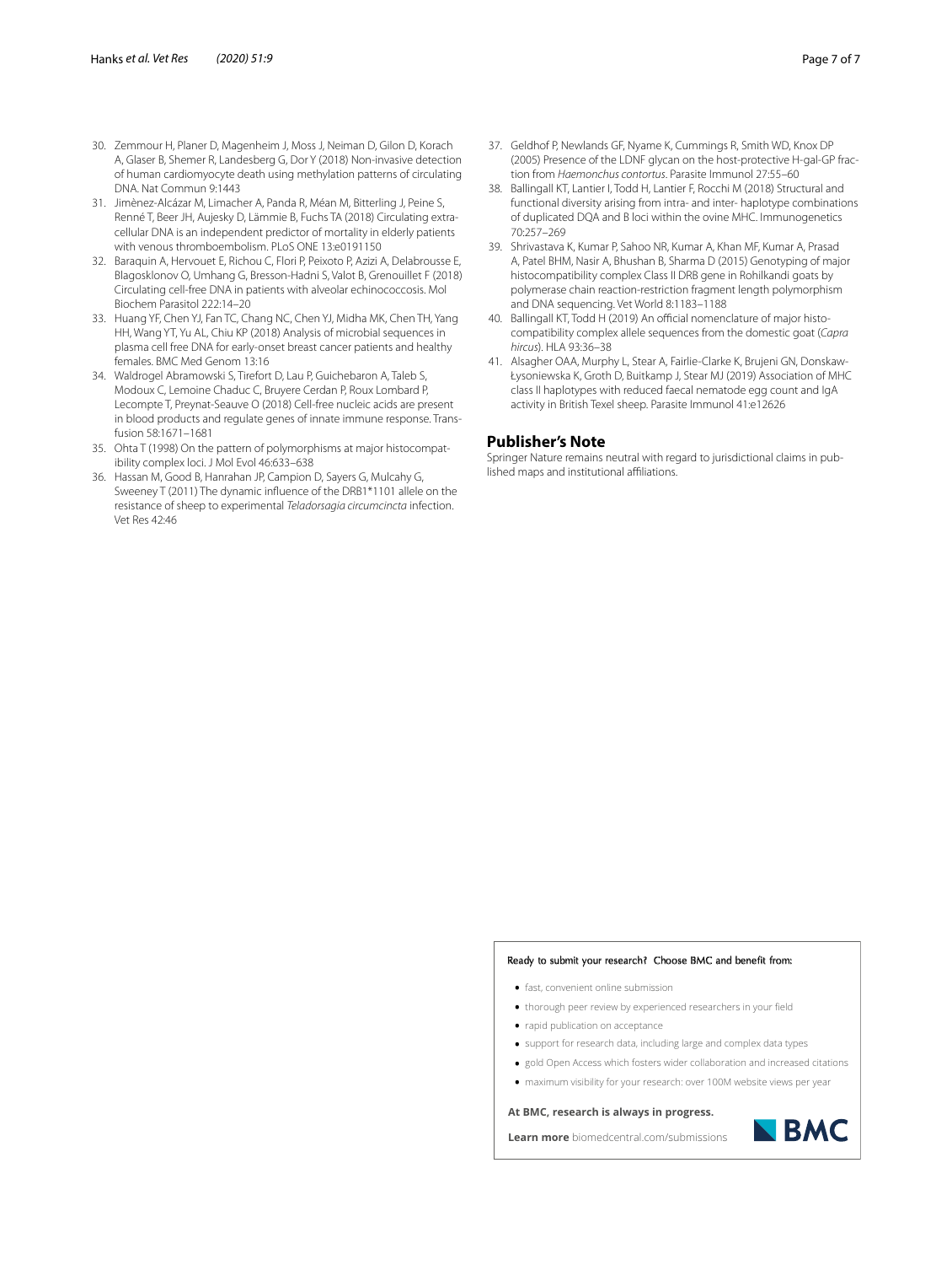30. Zemmour H, Planer D, Magenheim J, Moss J, Neiman D, Gilon D, Korach A, Glaser B, Shemer R, Landesberg G, Dor Y (2018) Non-invasive detection of human cardiomyocyte death using methylation patterns of circulating DNA. Nat Commun 9:1443
31. Jimènez-Alcázar M, Limacher A, Panda R, Méan M, Bitterling J, Peine S, Renné T, Beer JH, Aujesky D, Lämmle B, Fuchs TA (2018) Circulating extracellular DNA is an independent predictor of mortality in elderly patients with venous thromboembolism. PLoS ONE 13:e0191150
32. Baraquin A, Hervouet E, Richou C, Flori P, Peixoto P, Azizi A, Delabrousse E, Blagosklonov O, Umhang G, Bresson-Hadni S, Valot B, Grenouillet F (2018) Circulating cell-free DNA in patients with alveolar echinococcosis. Mol Biochem Parasitol 222:14–20
33. Huang YF, Chen YJ, Fan TC, Chang NC, Chen YJ, Midha MK, Chen TH, Yang HH, Wang YT, Yu AL, Chiu KP (2018) Analysis of microbial sequences in plasma cell free DNA for early-onset breast cancer patients and healthy females. BMC Med Genom 13:16
34. Waldrogel Abramowski S, Tirefort D, Lau P, Guichebaron A, Taleb S, Modoux C, Lemoine Chaduc C, Bruyere Cerdan P, Roux Lombard P, Lecompte T, Preynat-Seauve O (2018) Cell-free nucleic acids are present in blood products and regulate genes of innate immune response. Transfusion 58:1671–1681
35. Ohta T (1998) On the pattern of polymorphisms at major histocompatibility complex loci. J Mol Evol 46:633–638
36. Hassan M, Good B, Hanrahan JP, Campion D, Sayers G, Mulcahy G, Sweeney T (2011) The dynamic influence of the DRB1*1101 allele on the resistance of sheep to experimental *Teladorsagia circumcincta* infection. Vet Res 42:46
37. Geldhof P, Newlands GF, Nyame K, Cummings R, Smith WD, Knox DP (2005) Presence of the LDNF glycan on the host-protective H-gal-GP fraction from *Haemonchus contortus*. Parasite Immunol 27:55–60
38. Ballingall KT, Lantier I, Todd H, Lantier F, Rocchi M (2018) Structural and functional diversity arising from intra- and inter- haplotype combinations of duplicated DQA and B loci within the ovine MHC. Immunogenetics 70:257–269
39. Shrivastava K, Kumar P, Sahoo NR, Kumar A, Khan MF, Kumar A, Prasad A, Patel BHM, Nasir A, Bhushan B, Sharma D (2015) Genotyping of major histocompatibility complex Class II DRB gene in Rohilkandi goats by polymerase chain reaction-restriction fragment length polymorphism and DNA sequencing. Vet World 8:1183–1188
40. Ballingall KT, Todd H (2019) An official nomenclature of major histocompatibility complex allele sequences from the domestic goat (*Capra hircus*). HLA 93:36–38
41. Alsagher OAA, Murphy L, Stear A, Fairlie-Clarke K, Brujeni GN, Donskaw-Łysoniewska K, Groth D, Buitkamp J, Stear MJ (2019) Association of MHC class II haplotypes with reduced faecal nematode egg count and IgA activity in British Texel sheep. Parasite Immunol 41:e12626

## Publisher's Note

Springer Nature remains neutral with regard to jurisdictional claims in published maps and institutional affiliations.

Ready to submit your research? Choose BMC and benefit from:

- fast, convenient online submission
- thorough peer review by experienced researchers in your field
- rapid publication on acceptance
- support for research data, including large and complex data types
- gold Open Access which fosters wider collaboration and increased citations
- maximum visibility for your research: over 100M website views per year

**At BMC, research is always in progress.**

**Learn more** biomedcentral.com/submissions

BMC